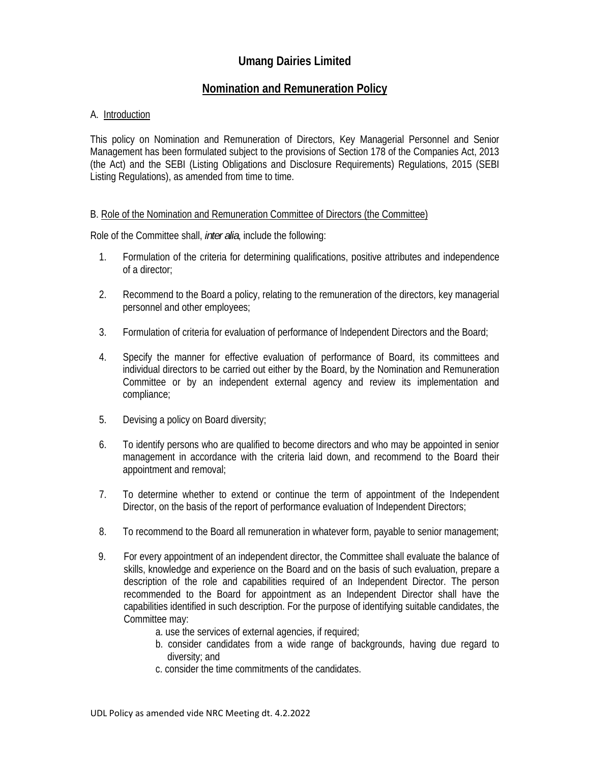# Umang Dairies Limited

## Nomination and Remuneration Policy

A. Introduction

This policy on Nomination and Remuneration of Directors, Key Managerial Personnel and Senior Management has been formulated subject to the provisions of Section 178 of the Companies Act, 2013 (the Act) and the SEBI (Listing Obligations and Disclosure Requirements) Regulations, 2015 (SEBI Listing Regulations), as amended from time to time.

B. Role of the Nomination and Remuneration Committee of Directors (the Committee)

Role of the Committee shall, *inter alia*, include the following:

1. Formulation of the criteria for determining qualifications, positive attributes and independence of a director;

2. Recommend to the Board a policy, relating to the remuneration of the directors, key managerial personnel and other employees;

3. Formulation of criteria for evaluation of performance of Independent Directors and the Board;

4. Specify the manner for effective evaluation of performance of Board, its committees and individual directors to be carried out either by the Board, by the Nomination and Remuneration Committee or by an independent external agency and review its implementation and compliance;

5. Devising a policy on Board diversity;

6. To identify persons who are qualified to become directors and who may be appointed in senior management in accordance with the criteria laid down, and recommend to the Board their appointment and removal;

7. To determine whether to extend or continue the term of appointment of the Independent Director, on the basis of the report of performance evaluation of Independent Directors;

8. To recommend to the Board all remuneration in whatever form, payable to senior management;

9. For every appointment of an independent director, the Committee shall evaluate the balance of skills, knowledge and experience on the Board and on the basis of such evaluation, prepare a description of the role and capabilities required of an Independent Director. The person recommended to the Board for appointment as an Independent Director shall have the capabilities identified in such description. For the purpose of identifying suitable candidates, the Committee may:
   a. use the services of external agencies, if required;
   b. consider candidates from a wide range of backgrounds, having due regard to diversity; and
   c. consider the time commitments of the candidates.

UDL Policy as amended vide NRC Meeting dt. 4.2.2022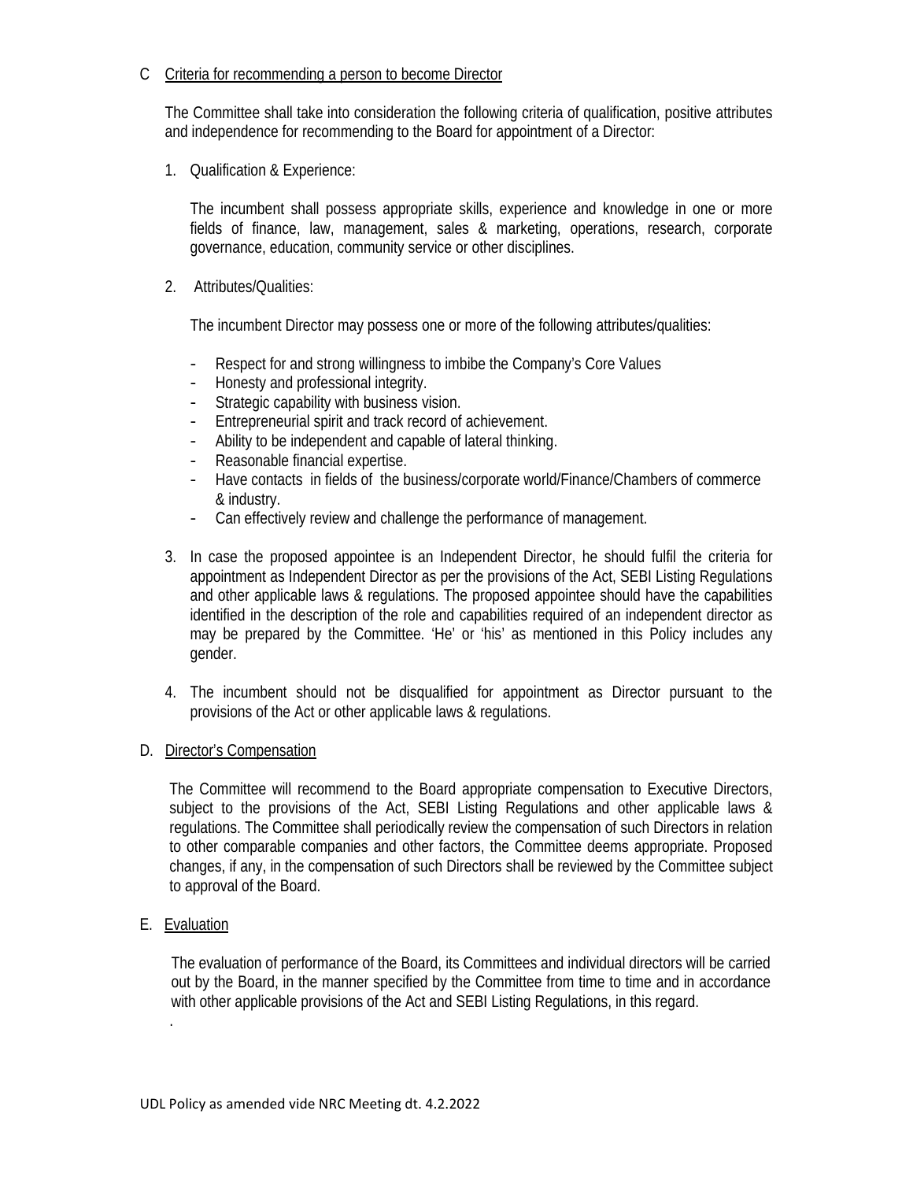C Criteria for recommending a person to become Director

The Committee shall take into consideration the following criteria of qualification, positive attributes and independence for recommending to the Board for appointment of a Director:

1. Qualification & Experience:

   The incumbent shall possess appropriate skills, experience and knowledge in one or more fields of finance, law, management, sales & marketing, operations, research, corporate governance, education, community service or other disciplines.

2. Attributes/Qualities:

   The incumbent Director may possess one or more of the following attributes/qualities:

   - Respect for and strong willingness to imbibe the Company's Core Values
   - Honesty and professional integrity.
   - Strategic capability with business vision.
   - Entrepreneurial spirit and track record of achievement.
   - Ability to be independent and capable of lateral thinking.
   - Reasonable financial expertise.
   - Have contacts in fields of the business/corporate world/Finance/Chambers of commerce & industry.
   - Can effectively review and challenge the performance of management.

3. In case the proposed appointee is an Independent Director, he should fulfil the criteria for appointment as Independent Director as per the provisions of the Act, SEBI Listing Regulations and other applicable laws & regulations. The proposed appointee should have the capabilities identified in the description of the role and capabilities required of an independent director as may be prepared by the Committee. 'He' or 'his' as mentioned in this Policy includes any gender.

4. The incumbent should not be disqualified for appointment as Director pursuant to the provisions of the Act or other applicable laws & regulations.

D. Director's Compensation

The Committee will recommend to the Board appropriate compensation to Executive Directors, subject to the provisions of the Act, SEBI Listing Regulations and other applicable laws & regulations. The Committee shall periodically review the compensation of such Directors in relation to other comparable companies and other factors, the Committee deems appropriate. Proposed changes, if any, in the compensation of such Directors shall be reviewed by the Committee subject to approval of the Board.

E. Evaluation

The evaluation of performance of the Board, its Committees and individual directors will be carried out by the Board, in the manner specified by the Committee from time to time and in accordance with other applicable provisions of the Act and SEBI Listing Regulations, in this regard.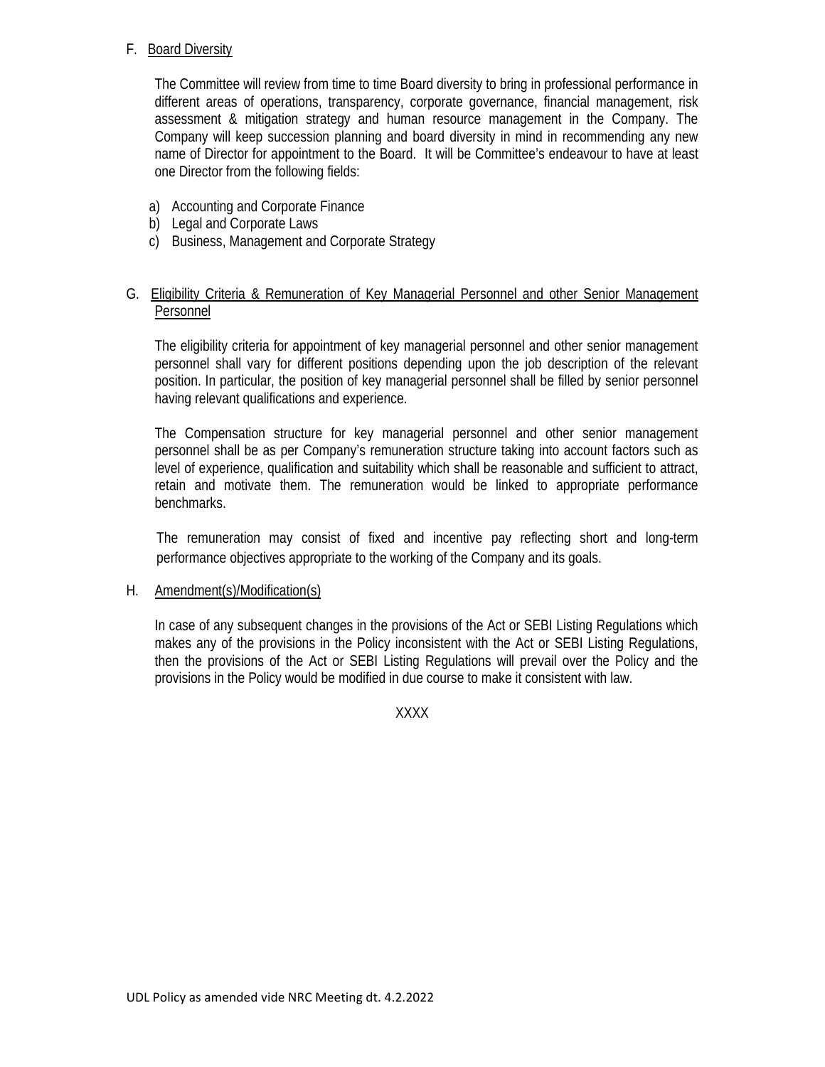F. Board Diversity

The Committee will review from time to time Board diversity to bring in professional performance in different areas of operations, transparency, corporate governance, financial management, risk assessment & mitigation strategy and human resource management in the Company. The Company will keep succession planning and board diversity in mind in recommending any new name of Director for appointment to the Board. It will be Committee's endeavour to have at least one Director from the following fields:

a) Accounting and Corporate Finance
b) Legal and Corporate Laws
c) Business, Management and Corporate Strategy

G. Eligibility Criteria & Remuneration of Key Managerial Personnel and other Senior Management Personnel

The eligibility criteria for appointment of key managerial personnel and other senior management personnel shall vary for different positions depending upon the job description of the relevant position. In particular, the position of key managerial personnel shall be filled by senior personnel having relevant qualifications and experience.

The Compensation structure for key managerial personnel and other senior management personnel shall be as per Company's remuneration structure taking into account factors such as level of experience, qualification and suitability which shall be reasonable and sufficient to attract, retain and motivate them. The remuneration would be linked to appropriate performance benchmarks.

The remuneration may consist of fixed and incentive pay reflecting short and long-term performance objectives appropriate to the working of the Company and its goals.

H. Amendment(s)/Modification(s)

In case of any subsequent changes in the provisions of the Act or SEBI Listing Regulations which makes any of the provisions in the Policy inconsistent with the Act or SEBI Listing Regulations, then the provisions of the Act or SEBI Listing Regulations will prevail over the Policy and the provisions in the Policy would be modified in due course to make it consistent with law.

XXXX